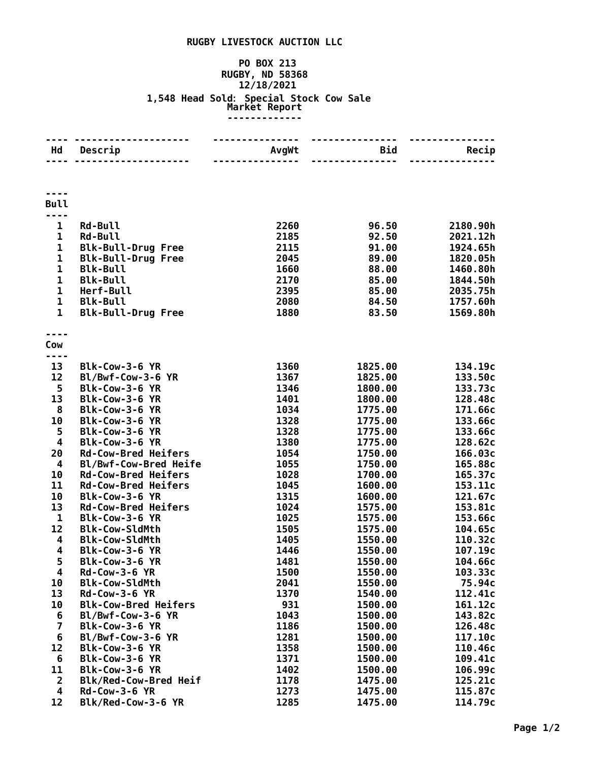# RUGBY LIVESTOCK AUCTION LLC

**PO BOX 213**
**RUGBY, ND 58368**
**12/18/2021**

**1,548 Head Sold: Special Stock Cow Sale**
**Market Report**

| Hd | Descrip | AvgWt | Bid | Recip |
|---|---|---|---|---|
| **Bull** | | | | |
| 1 | Rd-Bull | 2260 | 96.50 | 2180.90h |
| 1 | Rd-Bull | 2185 | 92.50 | 2021.12h |
| 1 | Blk-Bull-Drug Free | 2115 | 91.00 | 1924.65h |
| 1 | Blk-Bull-Drug Free | 2045 | 89.00 | 1820.05h |
| 1 | Blk-Bull | 1660 | 88.00 | 1460.80h |
| 1 | Blk-Bull | 2170 | 85.00 | 1844.50h |
| 1 | Herf-Bull | 2395 | 85.00 | 2035.75h |
| 1 | Blk-Bull | 2080 | 84.50 | 1757.60h |
| 1 | Blk-Bull-Drug Free | 1880 | 83.50 | 1569.80h |
| **Cow** | | | | |
| 13 | Blk-Cow-3-6 YR | 1360 | 1825.00 | 134.19c |
| 12 | Bl/Bwf-Cow-3-6 YR | 1367 | 1825.00 | 133.50c |
| 5 | Blk-Cow-3-6 YR | 1346 | 1800.00 | 133.73c |
| 13 | Blk-Cow-3-6 YR | 1401 | 1800.00 | 128.48c |
| 8 | Blk-Cow-3-6 YR | 1034 | 1775.00 | 171.66c |
| 10 | Blk-Cow-3-6 YR | 1328 | 1775.00 | 133.66c |
| 5 | Blk-Cow-3-6 YR | 1328 | 1775.00 | 133.66c |
| 4 | Blk-Cow-3-6 YR | 1380 | 1775.00 | 128.62c |
| 20 | Rd-Cow-Bred Heifers | 1054 | 1750.00 | 166.03c |
| 4 | Bl/Bwf-Cow-Bred Heife | 1055 | 1750.00 | 165.88c |
| 10 | Rd-Cow-Bred Heifers | 1028 | 1700.00 | 165.37c |
| 11 | Rd-Cow-Bred Heifers | 1045 | 1600.00 | 153.11c |
| 10 | Blk-Cow-3-6 YR | 1315 | 1600.00 | 121.67c |
| 13 | Rd-Cow-Bred Heifers | 1024 | 1575.00 | 153.81c |
| 1 | Blk-Cow-3-6 YR | 1025 | 1575.00 | 153.66c |
| 12 | Blk-Cow-SldMth | 1505 | 1575.00 | 104.65c |
| 4 | Blk-Cow-SldMth | 1405 | 1550.00 | 110.32c |
| 4 | Blk-Cow-3-6 YR | 1446 | 1550.00 | 107.19c |
| 5 | Blk-Cow-3-6 YR | 1481 | 1550.00 | 104.66c |
| 4 | Rd-Cow-3-6 YR | 1500 | 1550.00 | 103.33c |
| 10 | Blk-Cow-SldMth | 2041 | 1550.00 | 75.94c |
| 13 | Rd-Cow-3-6 YR | 1370 | 1540.00 | 112.41c |
| 10 | Blk-Cow-Bred Heifers | 931 | 1500.00 | 161.12c |
| 6 | Bl/Bwf-Cow-3-6 YR | 1043 | 1500.00 | 143.82c |
| 7 | Blk-Cow-3-6 YR | 1186 | 1500.00 | 126.48c |
| 6 | Bl/Bwf-Cow-3-6 YR | 1281 | 1500.00 | 117.10c |
| 12 | Blk-Cow-3-6 YR | 1358 | 1500.00 | 110.46c |
| 6 | Blk-Cow-3-6 YR | 1371 | 1500.00 | 109.41c |
| 11 | Blk-Cow-3-6 YR | 1402 | 1500.00 | 106.99c |
| 2 | Blk/Red-Cow-Bred Heif | 1178 | 1475.00 | 125.21c |
| 4 | Rd-Cow-3-6 YR | 1273 | 1475.00 | 115.87c |
| 12 | Blk/Red-Cow-3-6 YR | 1285 | 1475.00 | 114.79c |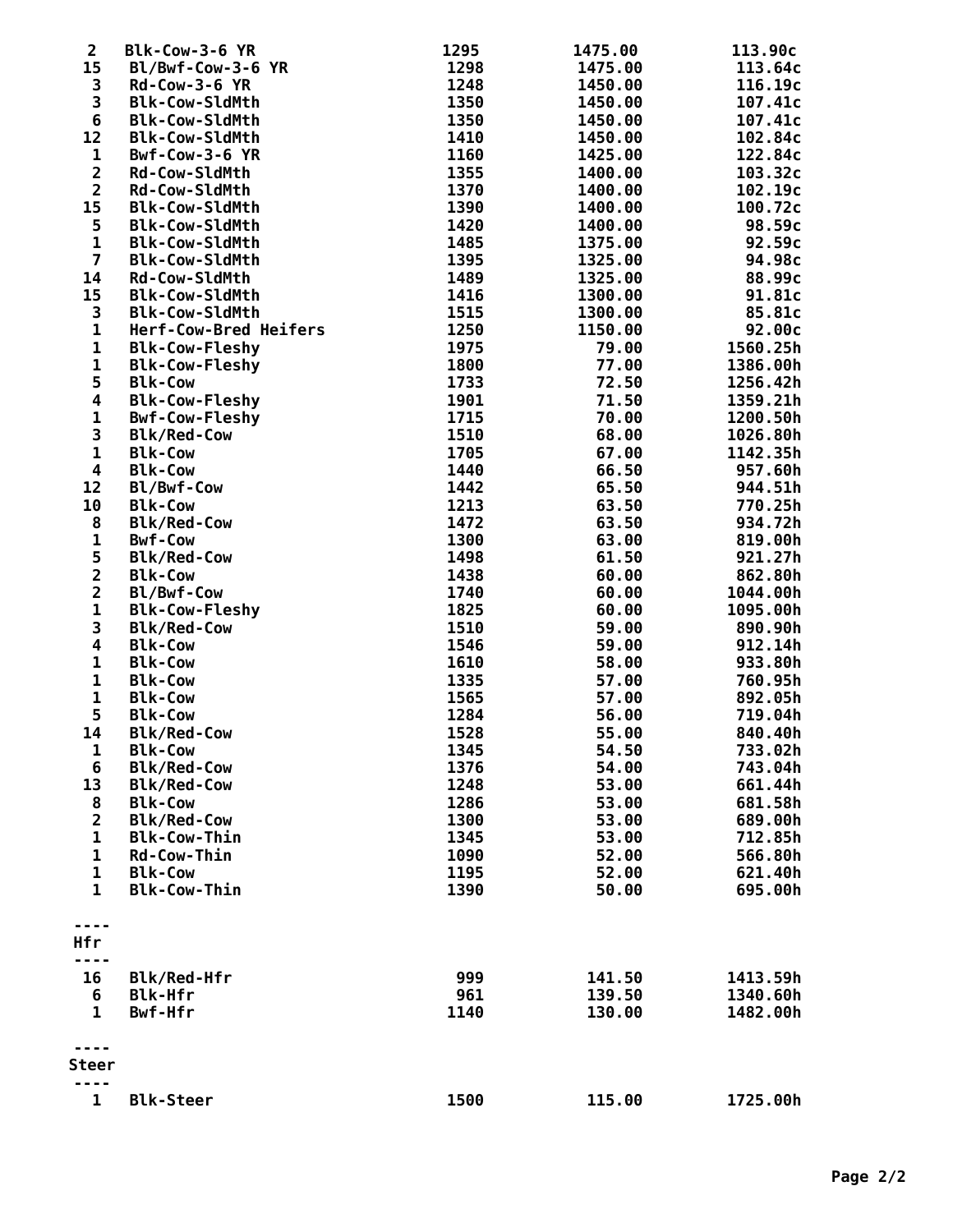| | | | | |
|---|---|---|---|---|
| 2 | Blk-Cow-3-6 YR | 1295 | 1475.00 | 113.90c |
| 15 | Bl/Bwf-Cow-3-6 YR | 1298 | 1475.00 | 113.64c |
| 3 | Rd-Cow-3-6 YR | 1248 | 1450.00 | 116.19c |
| 3 | Blk-Cow-SldMth | 1350 | 1450.00 | 107.41c |
| 6 | Blk-Cow-SldMth | 1350 | 1450.00 | 107.41c |
| 12 | Blk-Cow-SldMth | 1410 | 1450.00 | 102.84c |
| 1 | Bwf-Cow-3-6 YR | 1160 | 1425.00 | 122.84c |
| 2 | Rd-Cow-SldMth | 1355 | 1400.00 | 103.32c |
| 2 | Rd-Cow-SldMth | 1370 | 1400.00 | 102.19c |
| 15 | Blk-Cow-SldMth | 1390 | 1400.00 | 100.72c |
| 5 | Blk-Cow-SldMth | 1420 | 1400.00 | 98.59c |
| 1 | Blk-Cow-SldMth | 1485 | 1375.00 | 92.59c |
| 7 | Blk-Cow-SldMth | 1395 | 1325.00 | 94.98c |
| 14 | Rd-Cow-SldMth | 1489 | 1325.00 | 88.99c |
| 15 | Blk-Cow-SldMth | 1416 | 1300.00 | 91.81c |
| 3 | Blk-Cow-SldMth | 1515 | 1300.00 | 85.81c |
| 1 | Herf-Cow-Bred Heifers | 1250 | 1150.00 | 92.00c |
| 1 | Blk-Cow-Fleshy | 1975 | 79.00 | 1560.25h |
| 1 | Blk-Cow-Fleshy | 1800 | 77.00 | 1386.00h |
| 5 | Blk-Cow | 1733 | 72.50 | 1256.42h |
| 4 | Blk-Cow-Fleshy | 1901 | 71.50 | 1359.21h |
| 1 | Bwf-Cow-Fleshy | 1715 | 70.00 | 1200.50h |
| 3 | Blk/Red-Cow | 1510 | 68.00 | 1026.80h |
| 1 | Blk-Cow | 1705 | 67.00 | 1142.35h |
| 4 | Blk-Cow | 1440 | 66.50 | 957.60h |
| 12 | Bl/Bwf-Cow | 1442 | 65.50 | 944.51h |
| 10 | Blk-Cow | 1213 | 63.50 | 770.25h |
| 8 | Blk/Red-Cow | 1472 | 63.50 | 934.72h |
| 1 | Bwf-Cow | 1300 | 63.00 | 819.00h |
| 5 | Blk/Red-Cow | 1498 | 61.50 | 921.27h |
| 2 | Blk-Cow | 1438 | 60.00 | 862.80h |
| 2 | Bl/Bwf-Cow | 1740 | 60.00 | 1044.00h |
| 1 | Blk-Cow-Fleshy | 1825 | 60.00 | 1095.00h |
| 3 | Blk/Red-Cow | 1510 | 59.00 | 890.90h |
| 4 | Blk-Cow | 1546 | 59.00 | 912.14h |
| 1 | Blk-Cow | 1610 | 58.00 | 933.80h |
| 1 | Blk-Cow | 1335 | 57.00 | 760.95h |
| 1 | Blk-Cow | 1565 | 57.00 | 892.05h |
| 5 | Blk-Cow | 1284 | 56.00 | 719.04h |
| 14 | Blk/Red-Cow | 1528 | 55.00 | 840.40h |
| 1 | Blk-Cow | 1345 | 54.50 | 733.02h |
| 6 | Blk/Red-Cow | 1376 | 54.00 | 743.04h |
| 13 | Blk/Red-Cow | 1248 | 53.00 | 661.44h |
| 8 | Blk-Cow | 1286 | 53.00 | 681.58h |
| 2 | Blk/Red-Cow | 1300 | 53.00 | 689.00h |
| 1 | Blk-Cow-Thin | 1345 | 53.00 | 712.85h |
| 1 | Rd-Cow-Thin | 1090 | 52.00 | 566.80h |
| 1 | Blk-Cow | 1195 | 52.00 | 621.40h |
| 1 | Blk-Cow-Thin | 1390 | 50.00 | 695.00h |

----
Hfr
----

| | | | | |
|---|---|---|---|---|
| 16 | Blk/Red-Hfr | 999 | 141.50 | 1413.59h |
| 6 | Blk-Hfr | 961 | 139.50 | 1340.60h |
| 1 | Bwf-Hfr | 1140 | 130.00 | 1482.00h |

----
Steer
----

| | | | | |
|---|---|---|---|---|
| 1 | Blk-Steer | 1500 | 115.00 | 1725.00h |